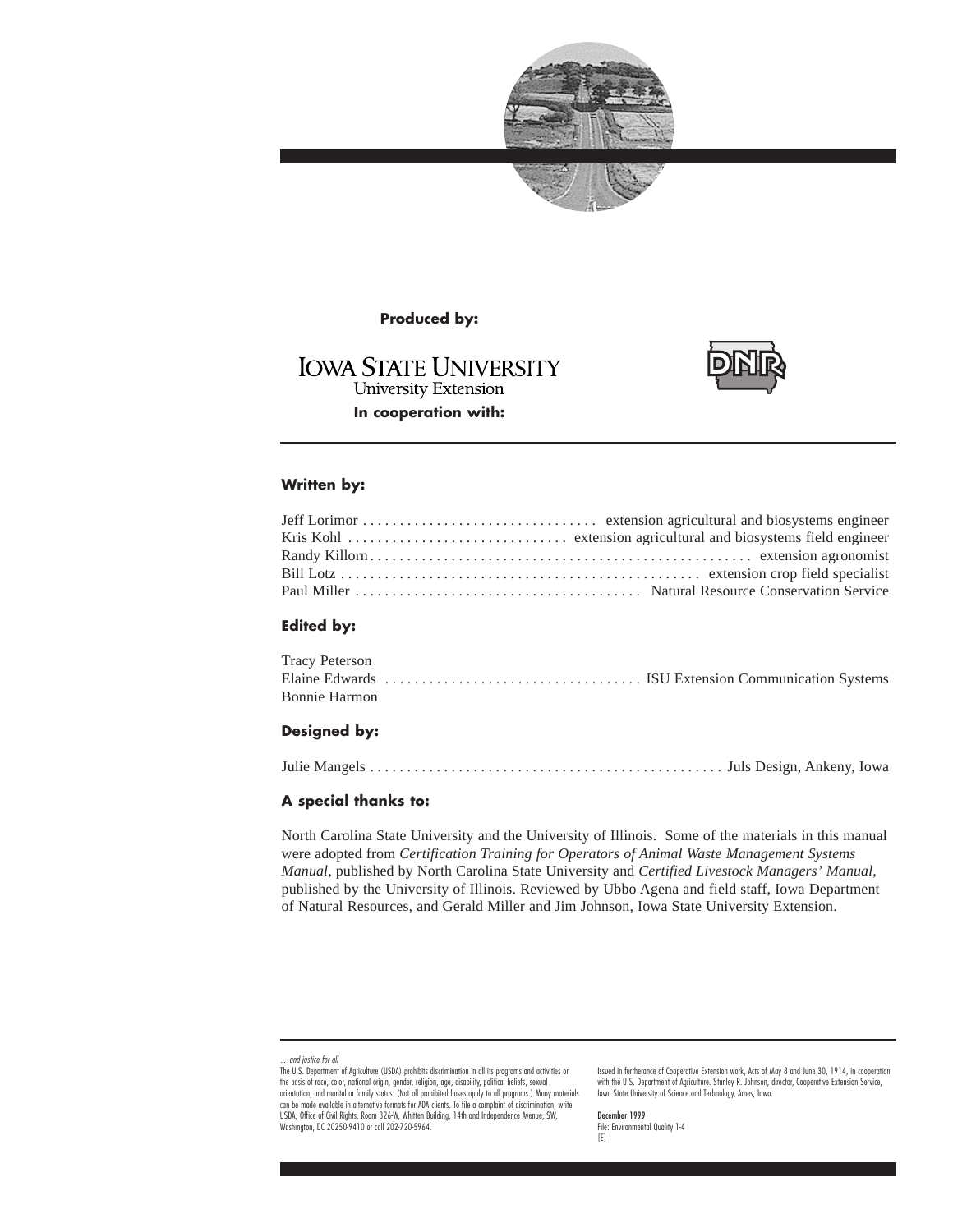**Produced by:**

IOWA STATE UNIVERSITY
University Extension

**In cooperation with:**

DNR

---

**Written by:**

Jeff Lorimor . . . . . . . . . . . . . . . . . . . . . . . . . . . . . . . . extension agricultural and biosystems engineer
Kris Kohl . . . . . . . . . . . . . . . . . . . . . . . . . . . . . . extension agricultural and biosystems field engineer
Randy Killorn. . . . . . . . . . . . . . . . . . . . . . . . . . . . . . . . . . . . . . . . . . . . . . . . . . . . extension agronomist
Bill Lotz . . . . . . . . . . . . . . . . . . . . . . . . . . . . . . . . . . . . . . . . . . . . . . . . . . extension crop field specialist
Paul Miller . . . . . . . . . . . . . . . . . . . . . . . . . . . . . . . . . . . . . . . Natural Resource Conservation Service

**Edited by:**

Tracy Peterson
Elaine Edwards . . . . . . . . . . . . . . . . . . . . . . . . . . . . . . . . . . . ISU Extension Communication Systems
Bonnie Harmon

**Designed by:**

Julie Mangels . . . . . . . . . . . . . . . . . . . . . . . . . . . . . . . . . . . . . . . . . . . . . . . . . Juls Design, Ankeny, Iowa

**A special thanks to:**

North Carolina State University and the University of Illinois. Some of the materials in this manual were adopted from *Certification Training for Operators of Animal Waste Management Systems Manual,* published by North Carolina State University and *Certified Livestock Managers' Manual,* published by the University of Illinois. Reviewed by Ubbo Agena and field staff, Iowa Department of Natural Resources, and Gerald Miller and Jim Johnson, Iowa State University Extension.

---

*. . . and justice for all*
The U.S. Department of Agriculture (USDA) prohibits discrimination in all its programs and activities on the basis of race, color, national origin, gender, religion, age, disability, political beliefs, sexual orientation, and marital or family status. (Not all prohibited bases apply to all programs.) Many materials can be made available in alternative formats for ADA clients. To file a complaint of discrimination, write USDA, Office of Civil Rights, Room 326-W, Whitten Building, 14th and Independence Avenue, SW, Washington, DC 20250-9410 or call 202-720-5964.

Issued in furtherance of Cooperative Extension work, Acts of May 8 and June 30, 1914, in cooperation with the U.S. Department of Agriculture. Stanley R. Johnson, director, Cooperative Extension Service, Iowa State University of Science and Technology, Ames, Iowa.

**December 1999**
File: Environmental Quality 1-4
[E]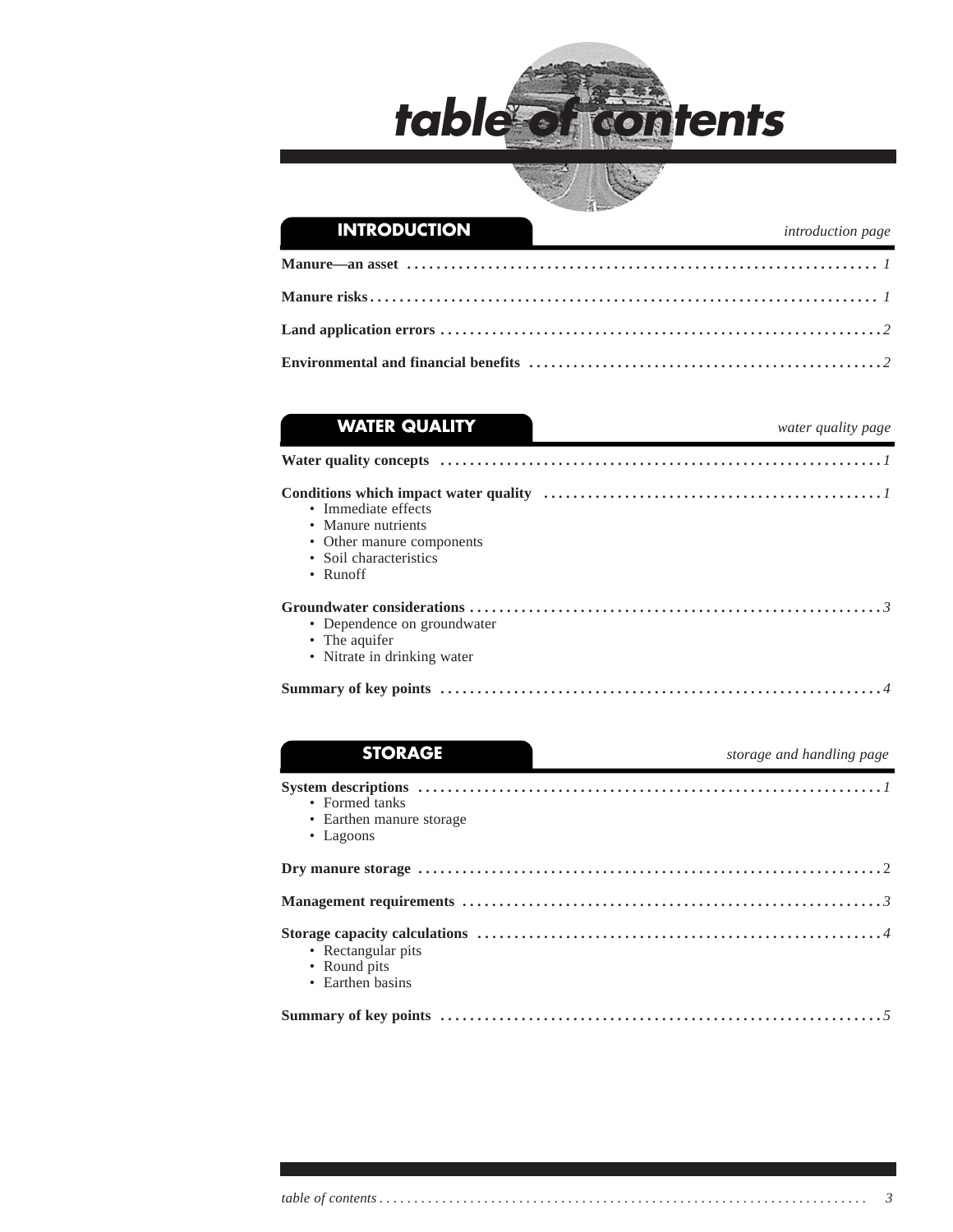# table of contents

## INTRODUCTION

*introduction page*

**Manure—an asset** ............ *1*

**Manure risks** ............ *1*

**Land application errors** ............ *2*

**Environmental and financial benefits** ............ *2*

## WATER QUALITY

*water quality page*

**Water quality concepts** ............ *1*

**Conditions which impact water quality** ............ *1*

- Immediate effects
- Manure nutrients
- Other manure components
- Soil characteristics
- Runoff

**Groundwater considerations** ............ *3*

- Dependence on groundwater
- The aquifer
- Nitrate in drinking water

**Summary of key points** ............ *4*

## STORAGE

*storage and handling page*

**System descriptions** ............ *1*

- Formed tanks
- Earthen manure storage
- Lagoons

**Dry manure storage** ............ 2

**Management requirements** ............ *3*

**Storage capacity calculations** ............ *4*

- Rectangular pits
- Round pits
- Earthen basins

**Summary of key points** ............ *5*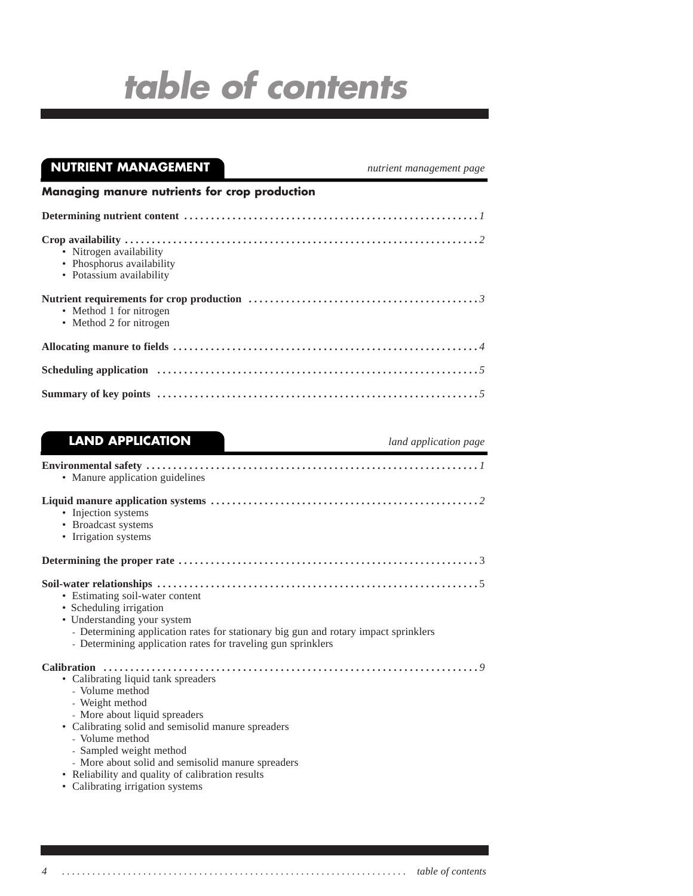# table of contents

## NUTRIENT MANAGEMENT

*nutrient management page*

### Managing manure nutrients for crop production

**Determining nutrient content** ........ *1*

**Crop availability** ........ *2*
- Nitrogen availability
- Phosphorus availability
- Potassium availability

**Nutrient requirements for crop production** ........ *3*
- Method 1 for nitrogen
- Method 2 for nitrogen

**Allocating manure to fields** ........ *4*

**Scheduling application** ........ *5*

**Summary of key points** ........ *5*

## LAND APPLICATION

*land application page*

**Environmental safety** ........ *1*
- Manure application guidelines

**Liquid manure application systems** ........ *2*
- Injection systems
- Broadcast systems
- Irrigation systems

**Determining the proper rate** ........ 3

**Soil-water relationships** ........ 5
- Estimating soil-water content
- Scheduling irrigation
- Understanding your system
  - Determining application rates for stationary big gun and rotary impact sprinklers
  - Determining application rates for traveling gun sprinklers

**Calibration** ........ *9*
- Calibrating liquid tank spreaders
  - Volume method
  - Weight method
  - More about liquid spreaders
- Calibrating solid and semisolid manure spreaders
  - Volume method
  - Sampled weight method
  - More about solid and semisolid manure spreaders
- Reliability and quality of calibration results
- Calibrating irrigation systems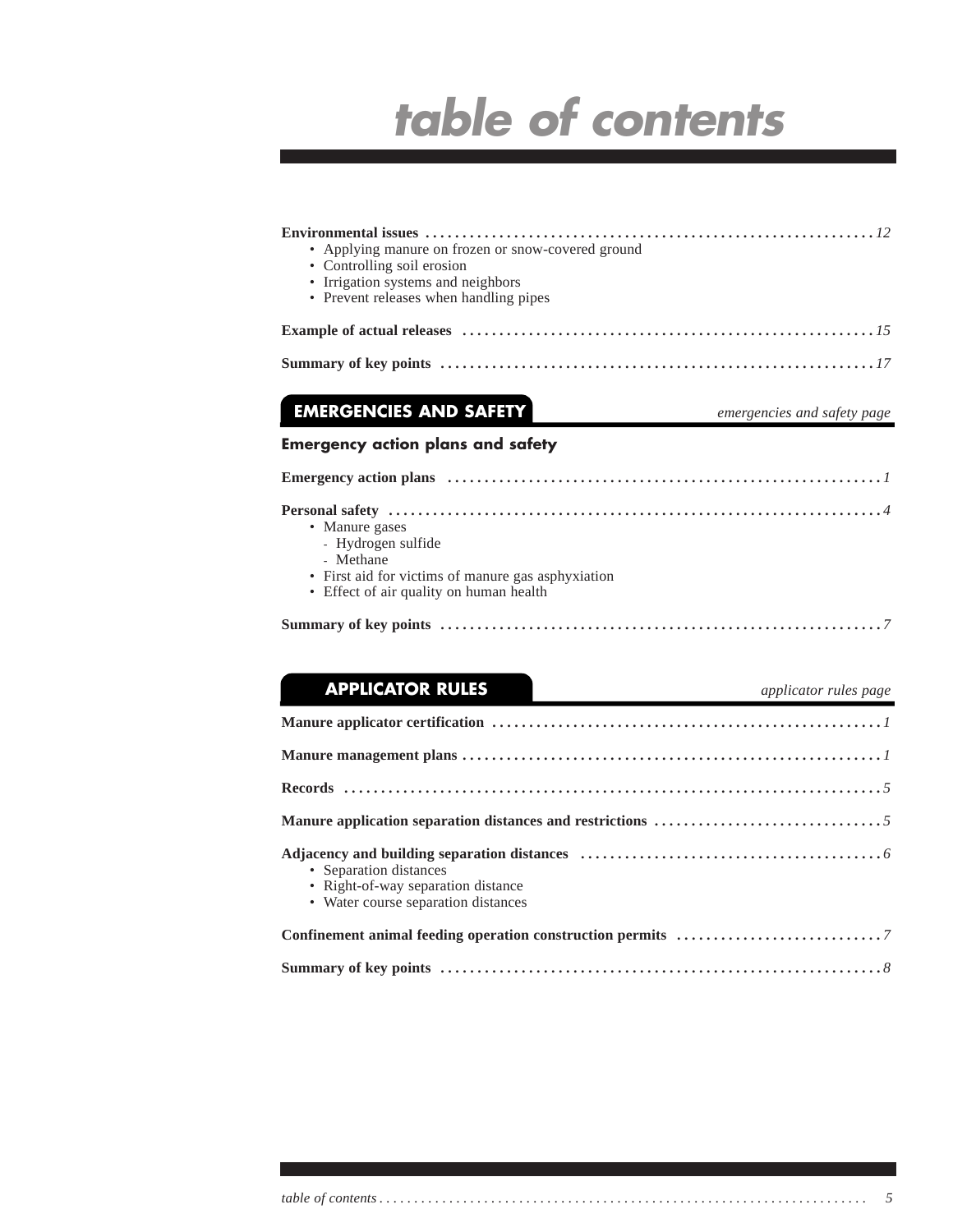# table of contents

**Environmental issues** ............................................................. *12*
- Applying manure on frozen or snow-covered ground
- Controlling soil erosion
- Irrigation systems and neighbors
- Prevent releases when handling pipes

**Example of actual releases** ............................................................. *15*

**Summary of key points** ............................................................. *17*

## EMERGENCIES AND SAFETY

*emergencies and safety page*

### Emergency action plans and safety

**Emergency action plans** ............................................................. *1*

**Personal safety** ............................................................. *4*
- Manure gases
  - Hydrogen sulfide
  - Methane
- First aid for victims of manure gas asphyxiation
- Effect of air quality on human health

**Summary of key points** ............................................................. *7*

## APPLICATOR RULES

*applicator rules page*

**Manure applicator certification** ............................................................. *1*

**Manure management plans** ............................................................. *1*

**Records** ............................................................. *5*

**Manure application separation distances and restrictions** ............................................................. *5*

**Adjacency and building separation distances** ............................................................. *6*
- Separation distances
- Right-of-way separation distance
- Water course separation distances

**Confinement animal feeding operation construction permits** ............................................................. *7*

**Summary of key points** ............................................................. *8*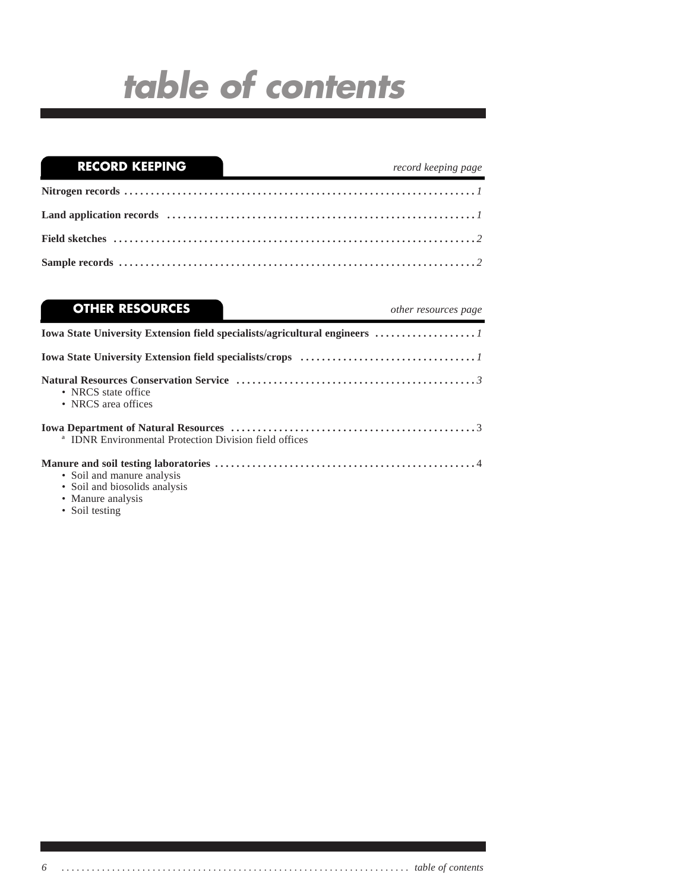# table of contents

## RECORD KEEPING

*record keeping page*

**Nitrogen records** .................................................................... *1*

**Land application records** .......................................................... *1*

**Field sketches** ......................................................................... *2*

**Sample records** ........................................................................ *2*

## OTHER RESOURCES

*other resources page*

**Iowa State University Extension field specialists/agricultural engineers** .................. *1*

**Iowa State University Extension field specialists/crops** ................................. *1*

**Natural Resources Conservation Service** ............................................. *3*

- NRCS state office
- NRCS area offices

**Iowa Department of Natural Resources** .............................................. 3

- IDNR Environmental Protection Division field offices

**Manure and soil testing laboratories** ................................................. 4

- Soil and manure analysis
- Soil and biosolids analysis
- Manure analysis
- Soil testing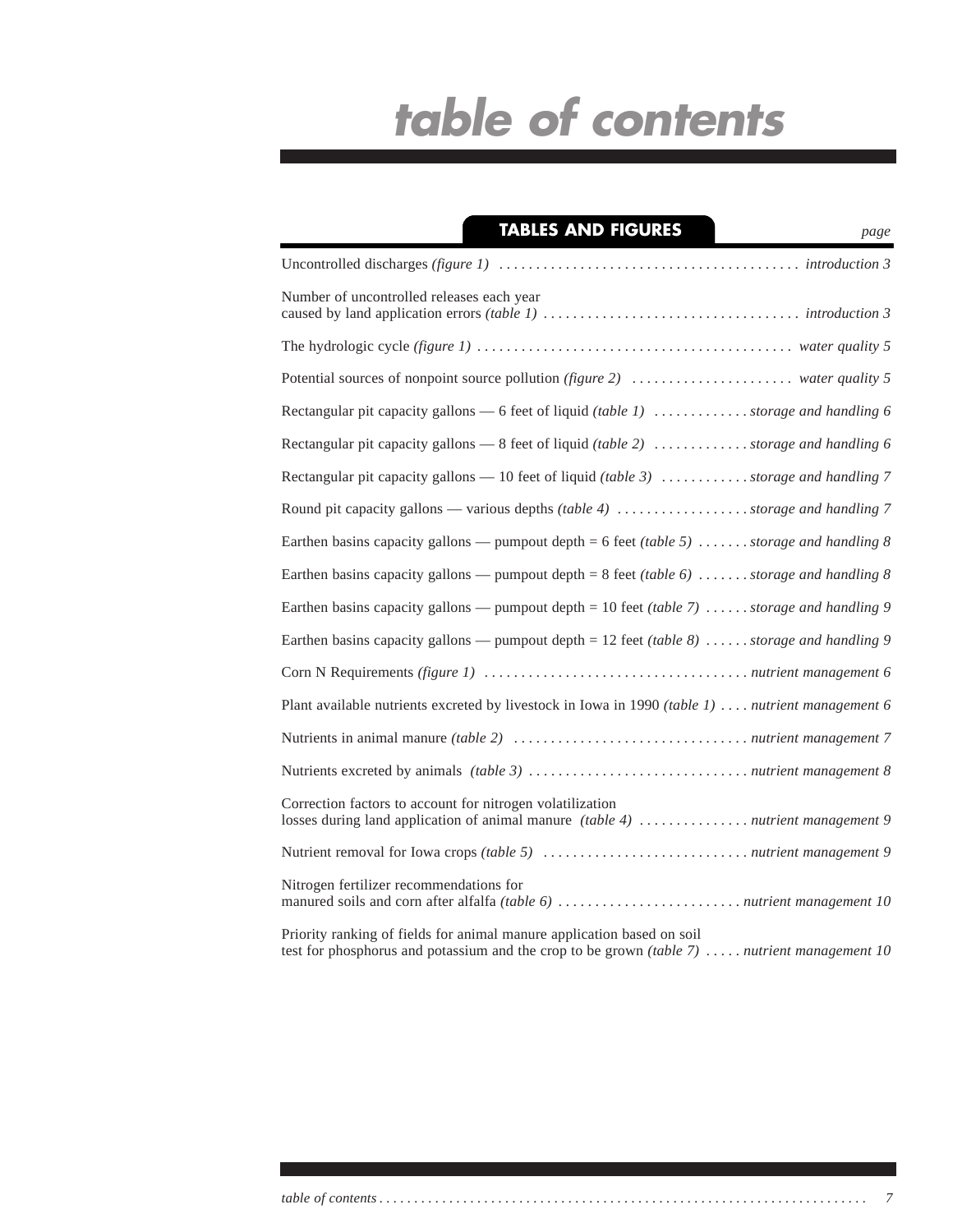# table of contents

## TABLES AND FIGURES

| Title | page |
|---|---|
| Uncontrolled discharges *(figure 1)* | *introduction 3* |
| Number of uncontrolled releases each year caused by land application errors *(table 1)* | *introduction 3* |
| The hydrologic cycle *(figure 1)* | *water quality 5* |
| Potential sources of nonpoint source pollution *(figure 2)* | *water quality 5* |
| Rectangular pit capacity gallons — 6 feet of liquid *(table 1)* | *storage and handling 6* |
| Rectangular pit capacity gallons — 8 feet of liquid *(table 2)* | *storage and handling 6* |
| Rectangular pit capacity gallons — 10 feet of liquid *(table 3)* | *storage and handling 7* |
| Round pit capacity gallons — various depths *(table 4)* | *storage and handling 7* |
| Earthen basins capacity gallons — pumpout depth = 6 feet *(table 5)* | *storage and handling 8* |
| Earthen basins capacity gallons — pumpout depth = 8 feet *(table 6)* | *storage and handling 8* |
| Earthen basins capacity gallons — pumpout depth = 10 feet *(table 7)* | *storage and handling 9* |
| Earthen basins capacity gallons — pumpout depth = 12 feet *(table 8)* | *storage and handling 9* |
| Corn N Requirements *(figure 1)* | *nutrient management 6* |
| Plant available nutrients excreted by livestock in Iowa in 1990 *(table 1)* | *nutrient management 6* |
| Nutrients in animal manure *(table 2)* | *nutrient management 7* |
| Nutrients excreted by animals *(table 3)* | *nutrient management 8* |
| Correction factors to account for nitrogen volatilization losses during land application of animal manure *(table 4)* | *nutrient management 9* |
| Nutrient removal for Iowa crops *(table 5)* | *nutrient management 9* |
| Nitrogen fertilizer recommendations for manured soils and corn after alfalfa *(table 6)* | *nutrient management 10* |
| Priority ranking of fields for animal manure application based on soil test for phosphorus and potassium and the crop to be grown *(table 7)* | *nutrient management 10* |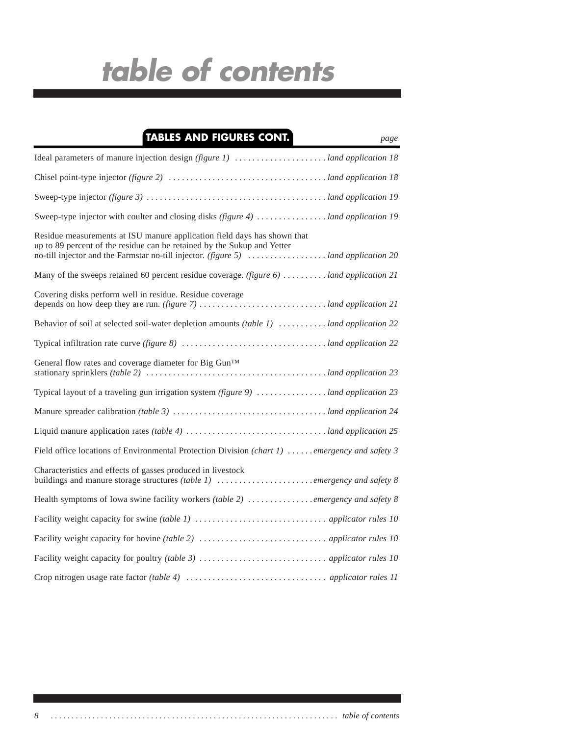# table of contents

## TABLES AND FIGURES CONT.

| | page |
|---|---|
| Ideal parameters of manure injection design *(figure 1)* | *land application 18* |
| Chisel point-type injector *(figure 2)* | *land application 18* |
| Sweep-type injector *(figure 3)* | *land application 19* |
| Sweep-type injector with coulter and closing disks *(figure 4)* | *land application 19* |
| Residue measurements at ISU manure application field days has shown that up to 89 percent of the residue can be retained by the Sukup and Yetter no-till injector and the Farmstar no-till injector. *(figure 5)* | *land application 20* |
| Many of the sweeps retained 60 percent residue coverage. *(figure 6)* | *land application 21* |
| Covering disks perform well in residue. Residue coverage depends on how deep they are run. *(figure 7)* | *land application 21* |
| Behavior of soil at selected soil-water depletion amounts *(table 1)* | *land application 22* |
| Typical infiltration rate curve *(figure 8)* | *land application 22* |
| General flow rates and coverage diameter for Big Gun™ stationary sprinklers *(table 2)* | *land application 23* |
| Typical layout of a traveling gun irrigation system *(figure 9)* | *land application 23* |
| Manure spreader calibration *(table 3)* | *land application 24* |
| Liquid manure application rates *(table 4)* | *land application 25* |
| Field office locations of Environmental Protection Division *(chart 1)* | *emergency and safety 3* |
| Characteristics and effects of gasses produced in livestock buildings and manure storage structures *(table 1)* | *emergency and safety 8* |
| Health symptoms of Iowa swine facility workers *(table 2)* | *emergency and safety 8* |
| Facility weight capacity for swine *(table 1)* | *applicator rules 10* |
| Facility weight capacity for bovine *(table 2)* | *applicator rules 10* |
| Facility weight capacity for poultry *(table 3)* | *applicator rules 10* |
| Crop nitrogen usage rate factor *(table 4)* | *applicator rules 11* |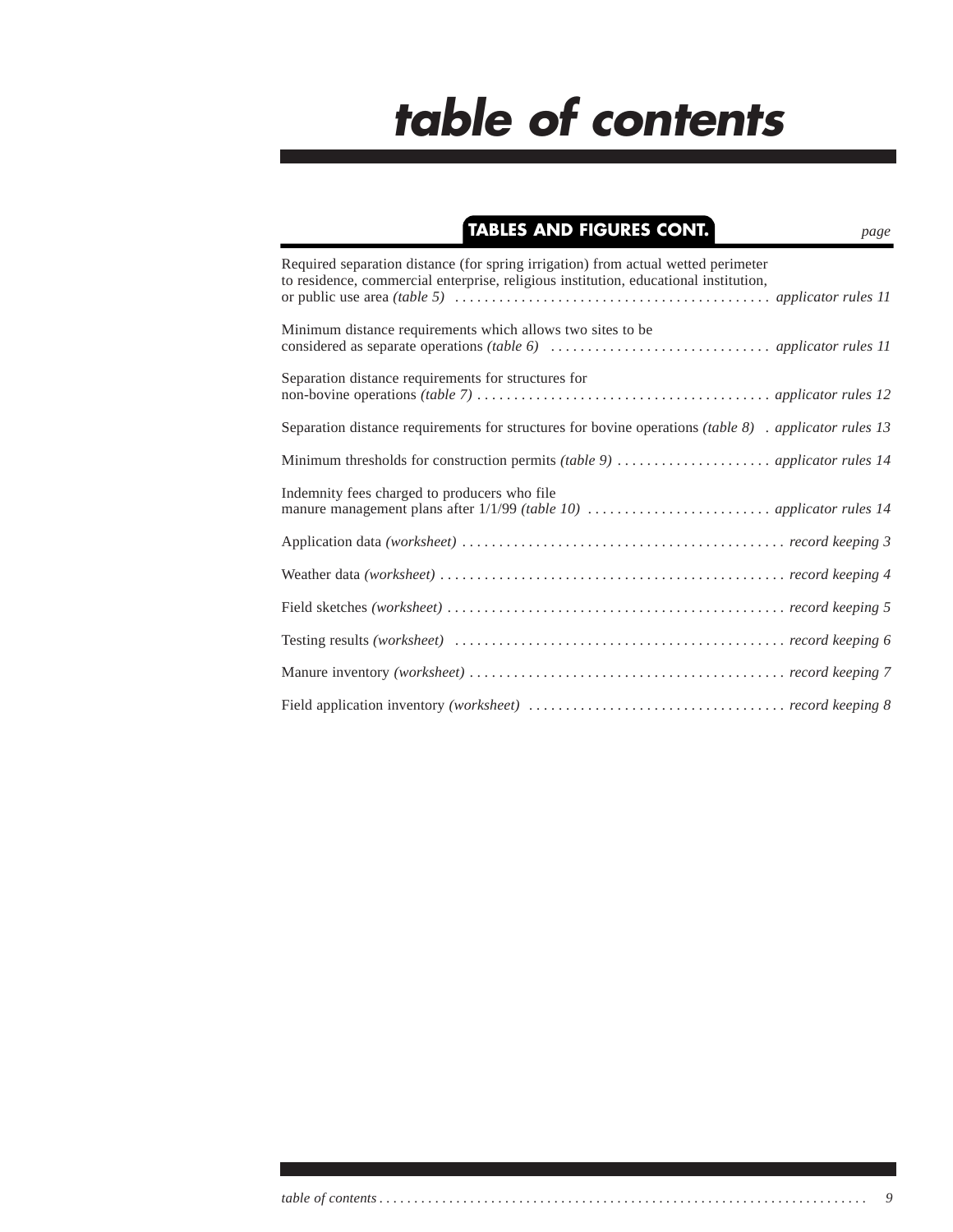# table of contents

## TABLES AND FIGURES CONT.

| | page |
|---|---|
| Required separation distance (for spring irrigation) from actual wetted perimeter to residence, commercial enterprise, religious institution, educational institution, or public use area *(table 5)* | *applicator rules 11* |
| Minimum distance requirements which allows two sites to be considered as separate operations *(table 6)* | *applicator rules 11* |
| Separation distance requirements for structures for non-bovine operations *(table 7)* | *applicator rules 12* |
| Separation distance requirements for structures for bovine operations *(table 8)* | *applicator rules 13* |
| Minimum thresholds for construction permits *(table 9)* | *applicator rules 14* |
| Indemnity fees charged to producers who file manure management plans after 1/1/99 *(table 10)* | *applicator rules 14* |
| Application data *(worksheet)* | *record keeping 3* |
| Weather data *(worksheet)* | *record keeping 4* |
| Field sketches *(worksheet)* | *record keeping 5* |
| Testing results *(worksheet)* | *record keeping 6* |
| Manure inventory *(worksheet)* | *record keeping 7* |
| Field application inventory *(worksheet)* | *record keeping 8* |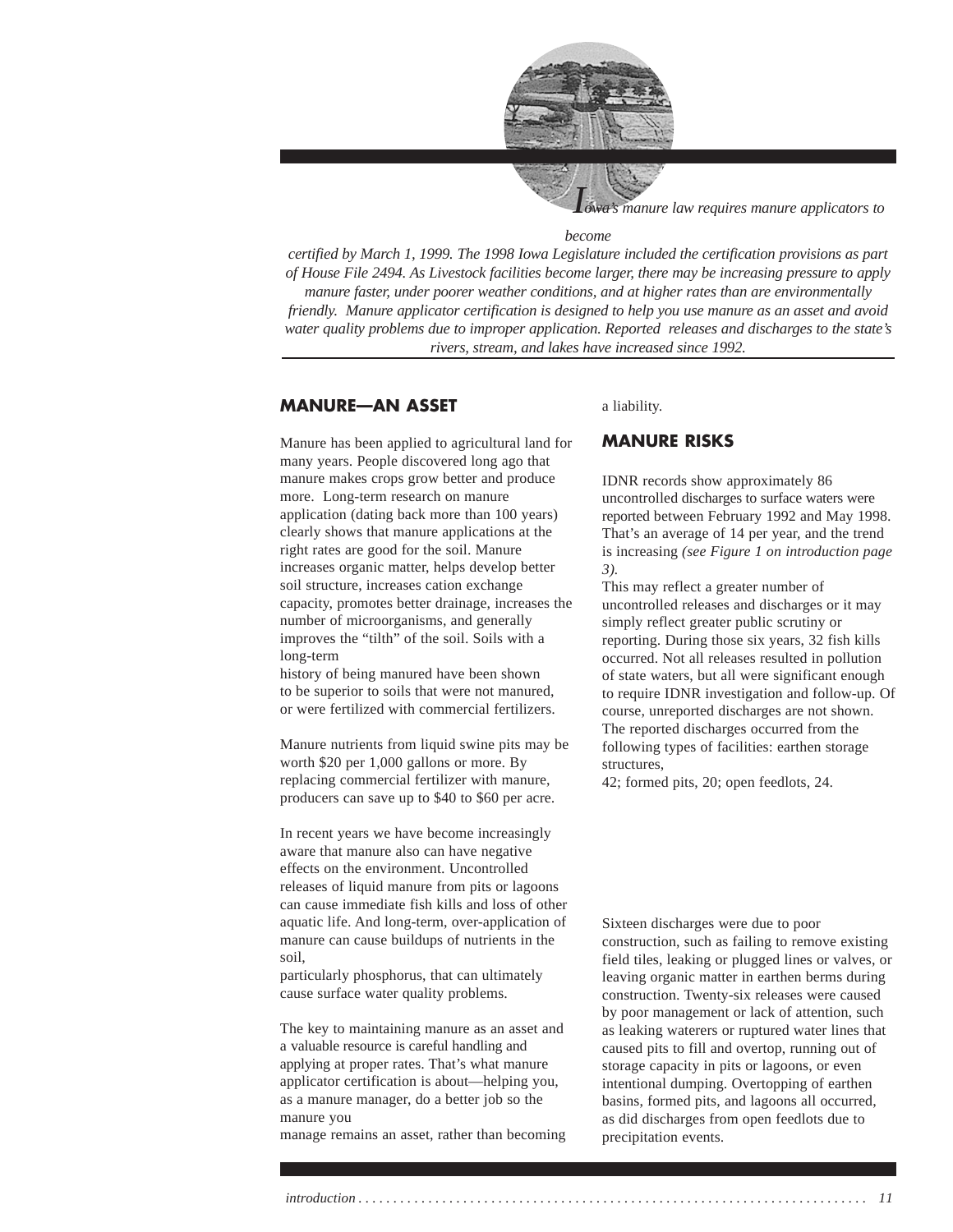*Iowa's manure law requires manure applicators to become certified by March 1, 1999. The 1998 Iowa Legislature included the certification provisions as part of House File 2494. As Livestock facilities become larger, there may be increasing pressure to apply manure faster, under poorer weather conditions, and at higher rates than are environmentally friendly. Manure applicator certification is designed to help you use manure as an asset and avoid water quality problems due to improper application. Reported releases and discharges to the state's rivers, stream, and lakes have increased since 1992.*

## MANURE—AN ASSET

Manure has been applied to agricultural land for many years. People discovered long ago that manure makes crops grow better and produce more. Long-term research on manure application (dating back more than 100 years) clearly shows that manure applications at the right rates are good for the soil. Manure increases organic matter, helps develop better soil structure, increases cation exchange capacity, promotes better drainage, increases the number of microorganisms, and generally improves the "tilth" of the soil. Soils with a long-term history of being manured have been shown to be superior to soils that were not manured, or were fertilized with commercial fertilizers.

Manure nutrients from liquid swine pits may be worth $20 per 1,000 gallons or more. By replacing commercial fertilizer with manure, producers can save up to $40 to $60 per acre.

In recent years we have become increasingly aware that manure also can have negative effects on the environment. Uncontrolled releases of liquid manure from pits or lagoons can cause immediate fish kills and loss of other aquatic life. And long-term, over-application of manure can cause buildups of nutrients in the soil, particularly phosphorus, that can ultimately cause surface water quality problems.

The key to maintaining manure as an asset and a valuable resource is careful handling and applying at proper rates. That's what manure applicator certification is about—helping you, as a manure manager, do a better job so the manure you manage remains an asset, rather than becoming a liability.

## MANURE RISKS

IDNR records show approximately 86 uncontrolled discharges to surface waters were reported between February 1992 and May 1998. That's an average of 14 per year, and the trend is increasing *(see Figure 1 on introduction page 3)*.
This may reflect a greater number of uncontrolled releases and discharges or it may simply reflect greater public scrutiny or reporting. During those six years, 32 fish kills occurred. Not all releases resulted in pollution of state waters, but all were significant enough to require IDNR investigation and follow-up. Of course, unreported discharges are not shown. The reported discharges occurred from the following types of facilities: earthen storage structures, 42; formed pits, 20; open feedlots, 24.

Sixteen discharges were due to poor construction, such as failing to remove existing field tiles, leaking or plugged lines or valves, or leaving organic matter in earthen berms during construction. Twenty-six releases were caused by poor management or lack of attention, such as leaking waterers or ruptured water lines that caused pits to fill and overtop, running out of storage capacity in pits or lagoons, or even intentional dumping. Overtopping of earthen basins, formed pits, and lagoons all occurred, as did discharges from open feedlots due to precipitation events.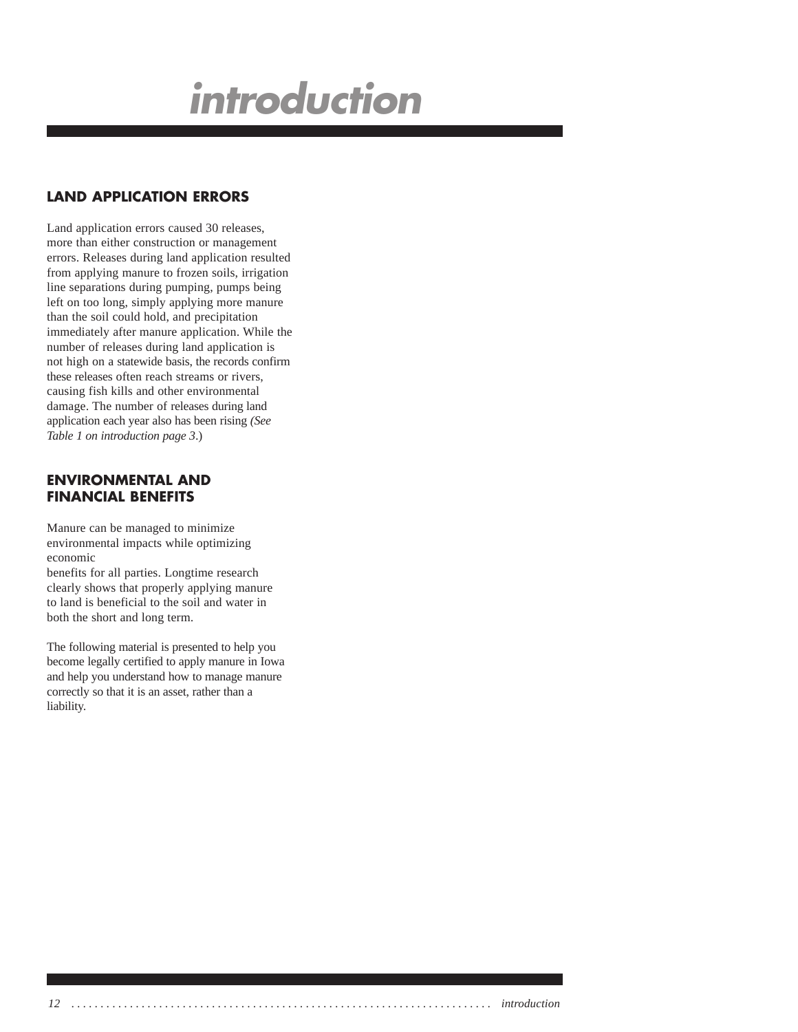# introduction

## LAND APPLICATION ERRORS

Land application errors caused 30 releases, more than either construction or management errors. Releases during land application resulted from applying manure to frozen soils, irrigation line separations during pumping, pumps being left on too long, simply applying more manure than the soil could hold, and precipitation immediately after manure application. While the number of releases during land application is not high on a statewide basis, the records confirm these releases often reach streams or rivers, causing fish kills and other environmental damage. The number of releases during land application each year also has been rising *(See Table 1 on introduction page 3.)*

## ENVIRONMENTAL AND FINANCIAL BENEFITS

Manure can be managed to minimize environmental impacts while optimizing economic benefits for all parties. Longtime research clearly shows that properly applying manure to land is beneficial to the soil and water in both the short and long term.

The following material is presented to help you become legally certified to apply manure in Iowa and help you understand how to manage manure correctly so that it is an asset, rather than a liability.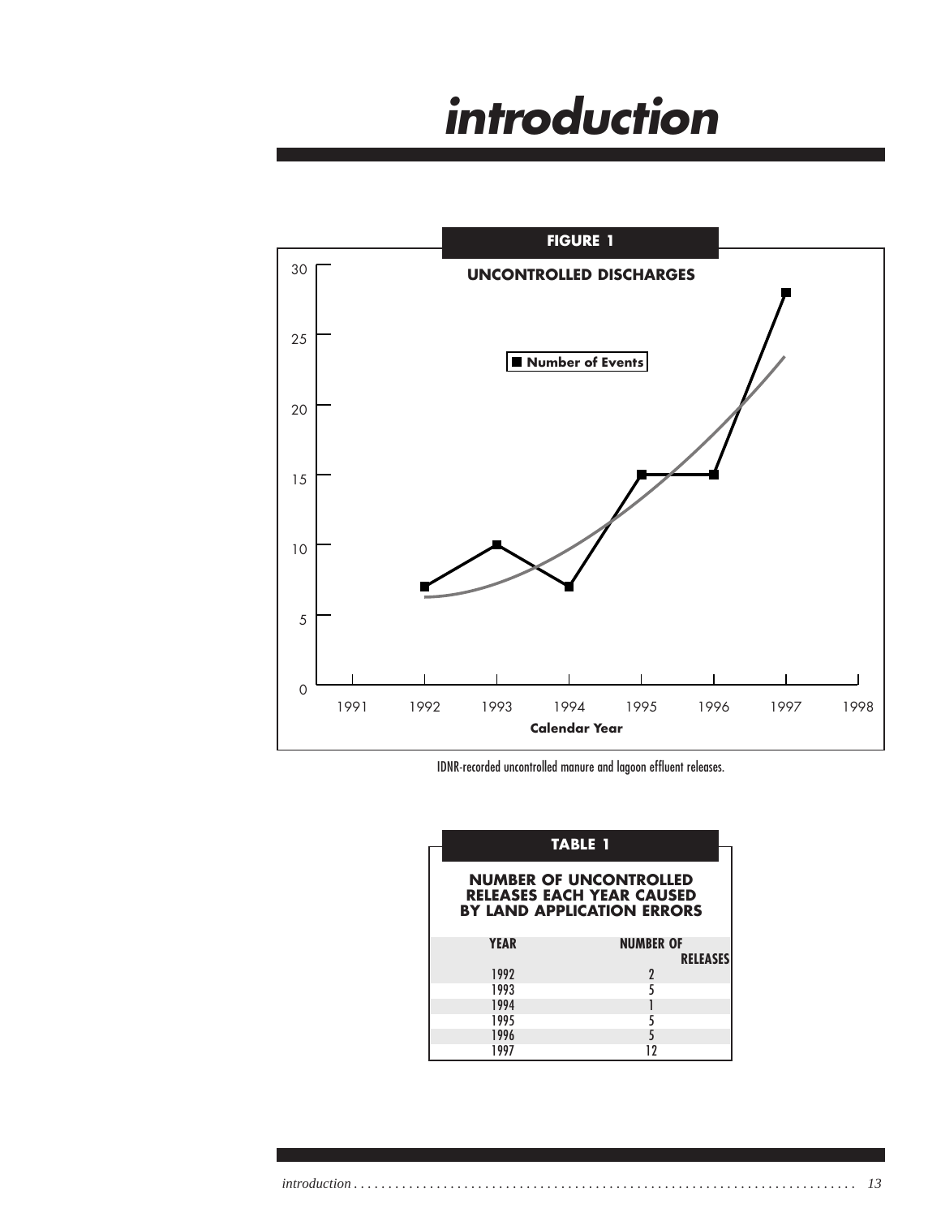# introduction

**FIGURE 1**

**UNCONTROLLED DISCHARGES**

30
25
20
15
10
5
0

**Number of Events**

1991 1992 1993 1994 1995 1996 1997 1998

**Calendar Year**

IDNR-recorded uncontrolled manure and lagoon effluent releases.

**TABLE 1**

**NUMBER OF UNCONTROLLED RELEASES EACH YEAR CAUSED BY LAND APPLICATION ERRORS**

| YEAR | NUMBER OF RELEASES |
|---|---|
| 1992 | 2 |
| 1993 | 5 |
| 1994 | 1 |
| 1995 | 5 |
| 1996 | 5 |
| 1997 | 12 |